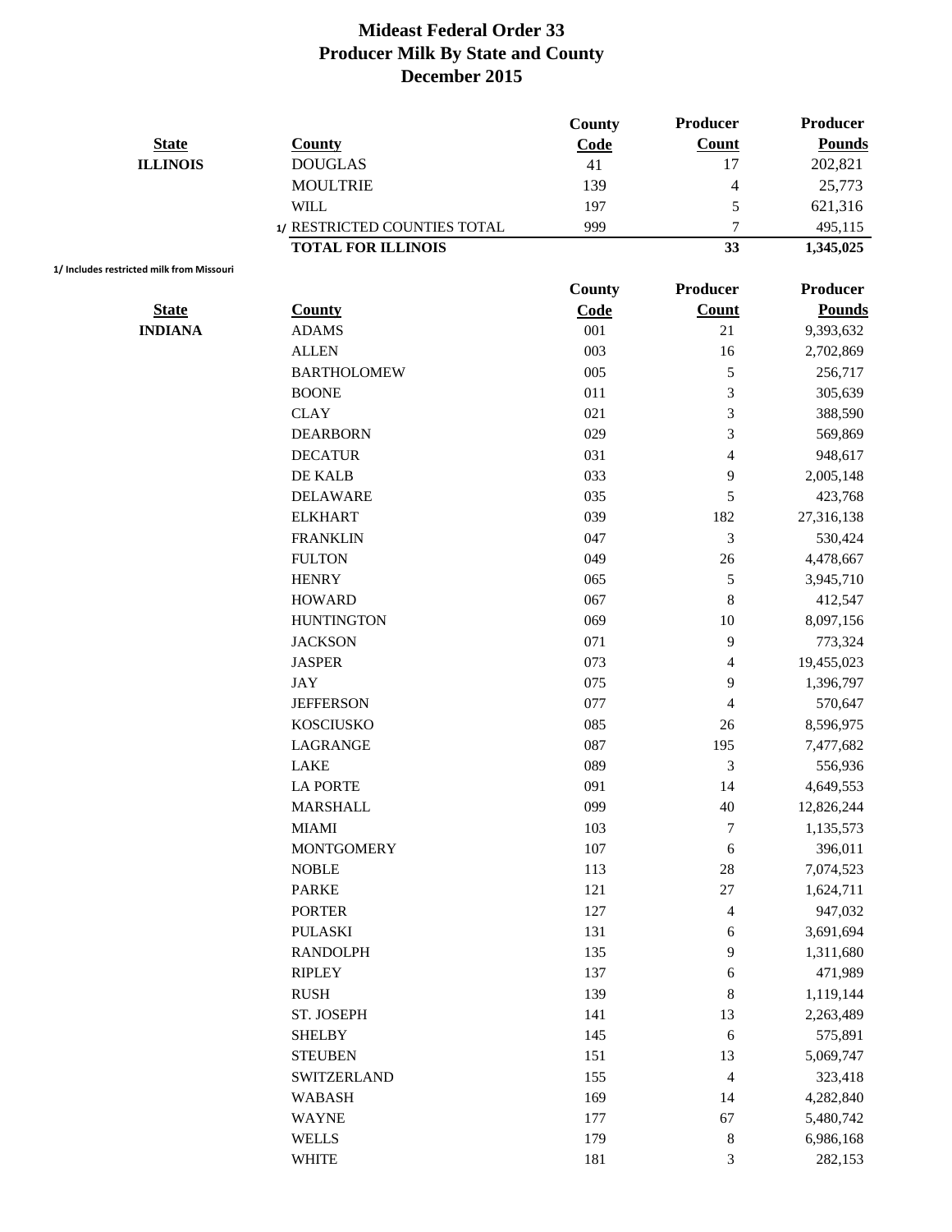# Mideast Federal Order 33
## Producer Milk By State and County
## December 2015

| State | County | County Code | Producer Count | Producer Pounds |
|---|---|---|---|---|
| ILLINOIS | DOUGLAS | 41 | 17 | 202,821 |
| | MOULTRIE | 139 | 4 | 25,773 |
| | WILL | 197 | 5 | 621,316 |
| | 1/ RESTRICTED COUNTIES TOTAL | 999 | 7 | 495,115 |
| | **TOTAL FOR ILLINOIS** | | **33** | **1,345,025** |

1/ Includes restricted milk from Missouri

| State | County | County Code | Producer Count | Producer Pounds |
|---|---|---|---|---|
| INDIANA | ADAMS | 001 | 21 | 9,393,632 |
| | ALLEN | 003 | 16 | 2,702,869 |
| | BARTHOLOMEW | 005 | 5 | 256,717 |
| | BOONE | 011 | 3 | 305,639 |
| | CLAY | 021 | 3 | 388,590 |
| | DEARBORN | 029 | 3 | 569,869 |
| | DECATUR | 031 | 4 | 948,617 |
| | DE KALB | 033 | 9 | 2,005,148 |
| | DELAWARE | 035 | 5 | 423,768 |
| | ELKHART | 039 | 182 | 27,316,138 |
| | FRANKLIN | 047 | 3 | 530,424 |
| | FULTON | 049 | 26 | 4,478,667 |
| | HENRY | 065 | 5 | 3,945,710 |
| | HOWARD | 067 | 8 | 412,547 |
| | HUNTINGTON | 069 | 10 | 8,097,156 |
| | JACKSON | 071 | 9 | 773,324 |
| | JASPER | 073 | 4 | 19,455,023 |
| | JAY | 075 | 9 | 1,396,797 |
| | JEFFERSON | 077 | 4 | 570,647 |
| | KOSCIUSKO | 085 | 26 | 8,596,975 |
| | LAGRANGE | 087 | 195 | 7,477,682 |
| | LAKE | 089 | 3 | 556,936 |
| | LA PORTE | 091 | 14 | 4,649,553 |
| | MARSHALL | 099 | 40 | 12,826,244 |
| | MIAMI | 103 | 7 | 1,135,573 |
| | MONTGOMERY | 107 | 6 | 396,011 |
| | NOBLE | 113 | 28 | 7,074,523 |
| | PARKE | 121 | 27 | 1,624,711 |
| | PORTER | 127 | 4 | 947,032 |
| | PULASKI | 131 | 6 | 3,691,694 |
| | RANDOLPH | 135 | 9 | 1,311,680 |
| | RIPLEY | 137 | 6 | 471,989 |
| | RUSH | 139 | 8 | 1,119,144 |
| | ST. JOSEPH | 141 | 13 | 2,263,489 |
| | SHELBY | 145 | 6 | 575,891 |
| | STEUBEN | 151 | 13 | 5,069,747 |
| | SWITZERLAND | 155 | 4 | 323,418 |
| | WABASH | 169 | 14 | 4,282,840 |
| | WAYNE | 177 | 67 | 5,480,742 |
| | WELLS | 179 | 8 | 6,986,168 |
| | WHITE | 181 | 3 | 282,153 |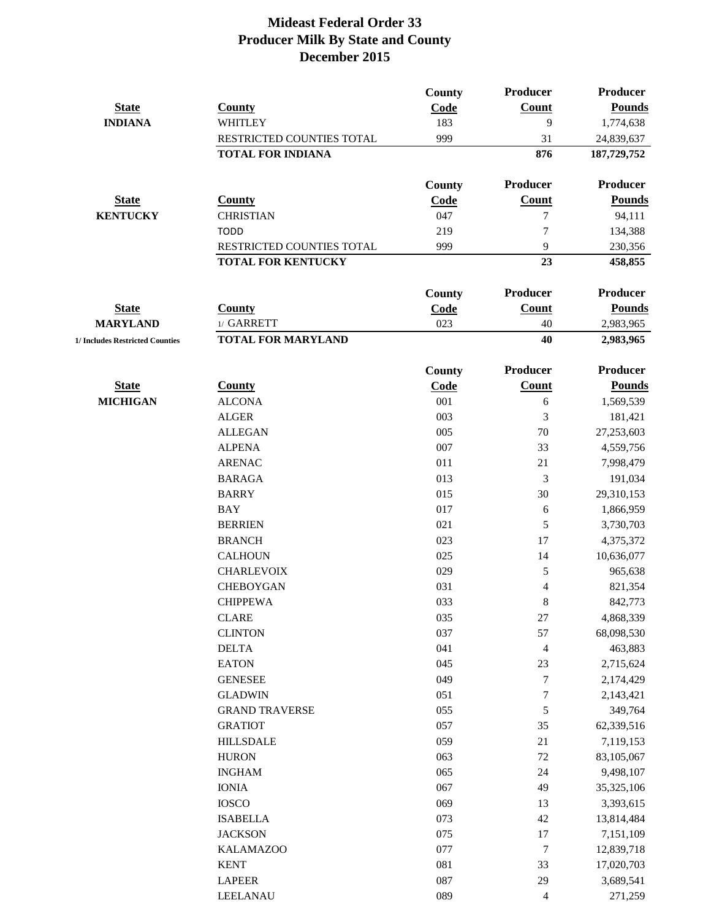# Mideast Federal Order 33
## Producer Milk By State and County
## December 2015

| State | County | County Code | Producer Count | Producer Pounds |
|---|---|---|---|---|
| **INDIANA** | WHITLEY | 183 | 9 | 1,774,638 |
| | RESTRICTED COUNTIES TOTAL | 999 | 31 | 24,839,637 |
| | **TOTAL FOR INDIANA** | | **876** | **187,729,752** |

| State | County | County Code | Producer Count | Producer Pounds |
|---|---|---|---|---|
| **KENTUCKY** | CHRISTIAN | 047 | 7 | 94,111 |
| | TODD | 219 | 7 | 134,388 |
| | RESTRICTED COUNTIES TOTAL | 999 | 9 | 230,356 |
| | **TOTAL FOR KENTUCKY** | | **23** | **458,855** |

| State | County | County Code | Producer Count | Producer Pounds |
|---|---|---|---|---|
| **MARYLAND** | 1/ GARRETT | 023 | 40 | 2,983,965 |
| **1/ Includes Restricted Counties** | **TOTAL FOR MARYLAND** | | **40** | **2,983,965** |

| State | County | County Code | Producer Count | Producer Pounds |
|---|---|---|---|---|
| **MICHIGAN** | ALCONA | 001 | 6 | 1,569,539 |
| | ALGER | 003 | 3 | 181,421 |
| | ALLEGAN | 005 | 70 | 27,253,603 |
| | ALPENA | 007 | 33 | 4,559,756 |
| | ARENAC | 011 | 21 | 7,998,479 |
| | BARAGA | 013 | 3 | 191,034 |
| | BARRY | 015 | 30 | 29,310,153 |
| | BAY | 017 | 6 | 1,866,959 |
| | BERRIEN | 021 | 5 | 3,730,703 |
| | BRANCH | 023 | 17 | 4,375,372 |
| | CALHOUN | 025 | 14 | 10,636,077 |
| | CHARLEVOIX | 029 | 5 | 965,638 |
| | CHEBOYGAN | 031 | 4 | 821,354 |
| | CHIPPEWA | 033 | 8 | 842,773 |
| | CLARE | 035 | 27 | 4,868,339 |
| | CLINTON | 037 | 57 | 68,098,530 |
| | DELTA | 041 | 4 | 463,883 |
| | EATON | 045 | 23 | 2,715,624 |
| | GENESEE | 049 | 7 | 2,174,429 |
| | GLADWIN | 051 | 7 | 2,143,421 |
| | GRAND TRAVERSE | 055 | 5 | 349,764 |
| | GRATIOT | 057 | 35 | 62,339,516 |
| | HILLSDALE | 059 | 21 | 7,119,153 |
| | HURON | 063 | 72 | 83,105,067 |
| | INGHAM | 065 | 24 | 9,498,107 |
| | IONIA | 067 | 49 | 35,325,106 |
| | IOSCO | 069 | 13 | 3,393,615 |
| | ISABELLA | 073 | 42 | 13,814,484 |
| | JACKSON | 075 | 17 | 7,151,109 |
| | KALAMAZOO | 077 | 7 | 12,839,718 |
| | KENT | 081 | 33 | 17,020,703 |
| | LAPEER | 087 | 29 | 3,689,541 |
| | LEELANAU | 089 | 4 | 271,259 |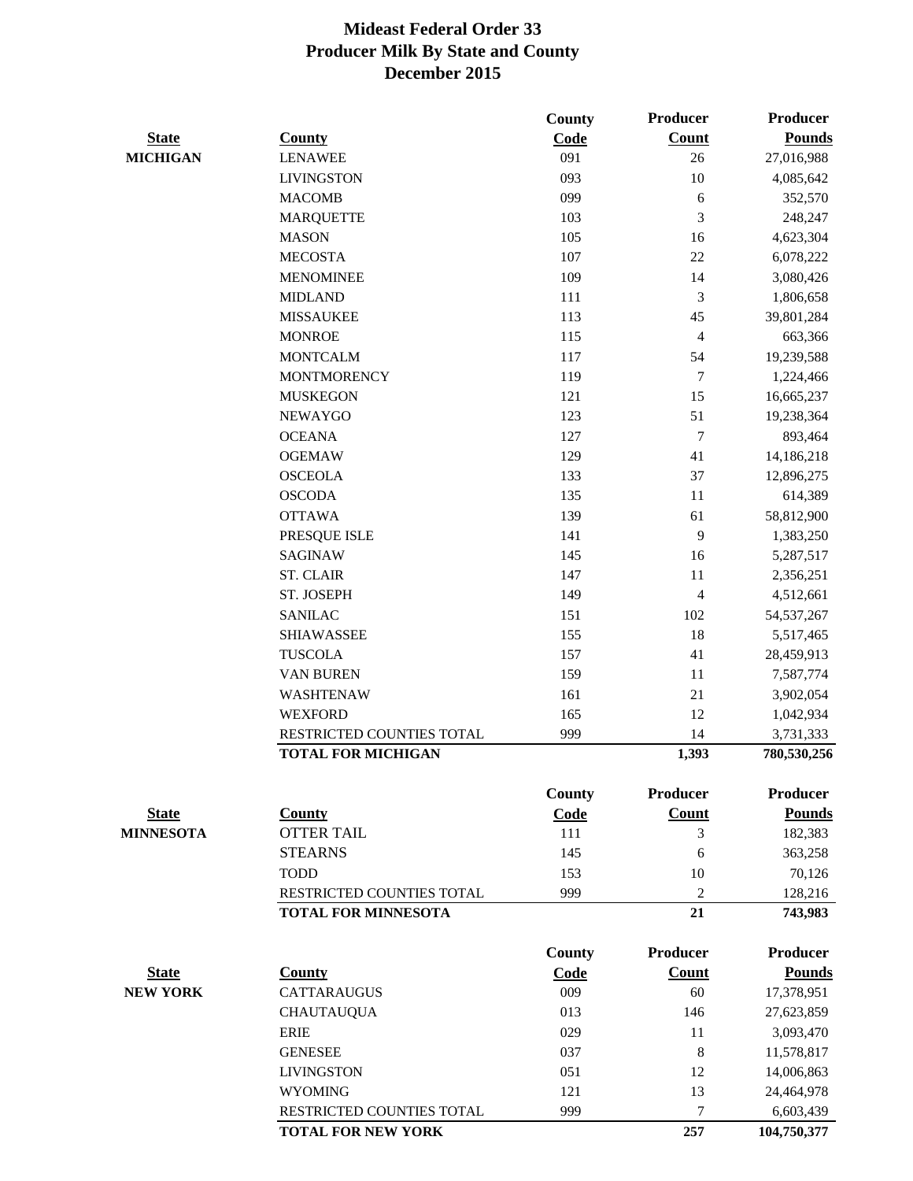# Mideast Federal Order 33
# Producer Milk By State and County
# December 2015

| State | County | County Code | Producer Count | Producer Pounds |
|---|---|---|---|---|
| MICHIGAN | LENAWEE | 091 | 26 | 27,016,988 |
| | LIVINGSTON | 093 | 10 | 4,085,642 |
| | MACOMB | 099 | 6 | 352,570 |
| | MARQUETTE | 103 | 3 | 248,247 |
| | MASON | 105 | 16 | 4,623,304 |
| | MECOSTA | 107 | 22 | 6,078,222 |
| | MENOMINEE | 109 | 14 | 3,080,426 |
| | MIDLAND | 111 | 3 | 1,806,658 |
| | MISSAUKEE | 113 | 45 | 39,801,284 |
| | MONROE | 115 | 4 | 663,366 |
| | MONTCALM | 117 | 54 | 19,239,588 |
| | MONTMORENCY | 119 | 7 | 1,224,466 |
| | MUSKEGON | 121 | 15 | 16,665,237 |
| | NEWAYGO | 123 | 51 | 19,238,364 |
| | OCEANA | 127 | 7 | 893,464 |
| | OGEMAW | 129 | 41 | 14,186,218 |
| | OSCEOLA | 133 | 37 | 12,896,275 |
| | OSCODA | 135 | 11 | 614,389 |
| | OTTAWA | 139 | 61 | 58,812,900 |
| | PRESQUE ISLE | 141 | 9 | 1,383,250 |
| | SAGINAW | 145 | 16 | 5,287,517 |
| | ST. CLAIR | 147 | 11 | 2,356,251 |
| | ST. JOSEPH | 149 | 4 | 4,512,661 |
| | SANILAC | 151 | 102 | 54,537,267 |
| | SHIAWASSEE | 155 | 18 | 5,517,465 |
| | TUSCOLA | 157 | 41 | 28,459,913 |
| | VAN BUREN | 159 | 11 | 7,587,774 |
| | WASHTENAW | 161 | 21 | 3,902,054 |
| | WEXFORD | 165 | 12 | 1,042,934 |
| | RESTRICTED COUNTIES TOTAL | 999 | 14 | 3,731,333 |
| | **TOTAL FOR MICHIGAN** | | **1,393** | **780,530,256** |

| State | County | County Code | Producer Count | Producer Pounds |
|---|---|---|---|---|
| MINNESOTA | OTTER TAIL | 111 | 3 | 182,383 |
| | STEARNS | 145 | 6 | 363,258 |
| | TODD | 153 | 10 | 70,126 |
| | RESTRICTED COUNTIES TOTAL | 999 | 2 | 128,216 |
| | **TOTAL FOR MINNESOTA** | | **21** | **743,983** |

| State | County | County Code | Producer Count | Producer Pounds |
|---|---|---|---|---|
| NEW YORK | CATTARAUGUS | 009 | 60 | 17,378,951 |
| | CHAUTAUQUA | 013 | 146 | 27,623,859 |
| | ERIE | 029 | 11 | 3,093,470 |
| | GENESEE | 037 | 8 | 11,578,817 |
| | LIVINGSTON | 051 | 12 | 14,006,863 |
| | WYOMING | 121 | 13 | 24,464,978 |
| | RESTRICTED COUNTIES TOTAL | 999 | 7 | 6,603,439 |
| | **TOTAL FOR NEW YORK** | | **257** | **104,750,377** |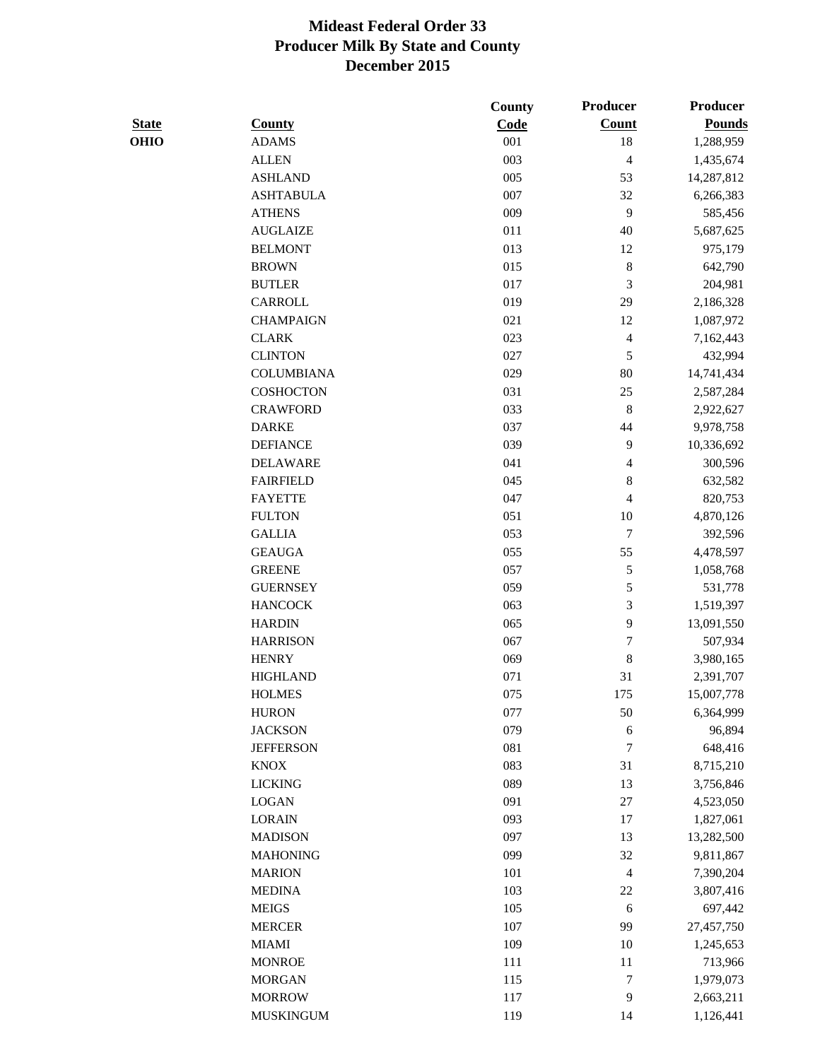# Mideast Federal Order 33
## Producer Milk By State and County
### December 2015

| State | County | County Code | Producer Count | Producer Pounds |
|---|---|---|---|---|
| OHIO | ADAMS | 001 | 18 | 1,288,959 |
| | ALLEN | 003 | 4 | 1,435,674 |
| | ASHLAND | 005 | 53 | 14,287,812 |
| | ASHTABULA | 007 | 32 | 6,266,383 |
| | ATHENS | 009 | 9 | 585,456 |
| | AUGLAIZE | 011 | 40 | 5,687,625 |
| | BELMONT | 013 | 12 | 975,179 |
| | BROWN | 015 | 8 | 642,790 |
| | BUTLER | 017 | 3 | 204,981 |
| | CARROLL | 019 | 29 | 2,186,328 |
| | CHAMPAIGN | 021 | 12 | 1,087,972 |
| | CLARK | 023 | 4 | 7,162,443 |
| | CLINTON | 027 | 5 | 432,994 |
| | COLUMBIANA | 029 | 80 | 14,741,434 |
| | COSHOCTON | 031 | 25 | 2,587,284 |
| | CRAWFORD | 033 | 8 | 2,922,627 |
| | DARKE | 037 | 44 | 9,978,758 |
| | DEFIANCE | 039 | 9 | 10,336,692 |
| | DELAWARE | 041 | 4 | 300,596 |
| | FAIRFIELD | 045 | 8 | 632,582 |
| | FAYETTE | 047 | 4 | 820,753 |
| | FULTON | 051 | 10 | 4,870,126 |
| | GALLIA | 053 | 7 | 392,596 |
| | GEAUGA | 055 | 55 | 4,478,597 |
| | GREENE | 057 | 5 | 1,058,768 |
| | GUERNSEY | 059 | 5 | 531,778 |
| | HANCOCK | 063 | 3 | 1,519,397 |
| | HARDIN | 065 | 9 | 13,091,550 |
| | HARRISON | 067 | 7 | 507,934 |
| | HENRY | 069 | 8 | 3,980,165 |
| | HIGHLAND | 071 | 31 | 2,391,707 |
| | HOLMES | 075 | 175 | 15,007,778 |
| | HURON | 077 | 50 | 6,364,999 |
| | JACKSON | 079 | 6 | 96,894 |
| | JEFFERSON | 081 | 7 | 648,416 |
| | KNOX | 083 | 31 | 8,715,210 |
| | LICKING | 089 | 13 | 3,756,846 |
| | LOGAN | 091 | 27 | 4,523,050 |
| | LORAIN | 093 | 17 | 1,827,061 |
| | MADISON | 097 | 13 | 13,282,500 |
| | MAHONING | 099 | 32 | 9,811,867 |
| | MARION | 101 | 4 | 7,390,204 |
| | MEDINA | 103 | 22 | 3,807,416 |
| | MEIGS | 105 | 6 | 697,442 |
| | MERCER | 107 | 99 | 27,457,750 |
| | MIAMI | 109 | 10 | 1,245,653 |
| | MONROE | 111 | 11 | 713,966 |
| | MORGAN | 115 | 7 | 1,979,073 |
| | MORROW | 117 | 9 | 2,663,211 |
| | MUSKINGUM | 119 | 14 | 1,126,441 |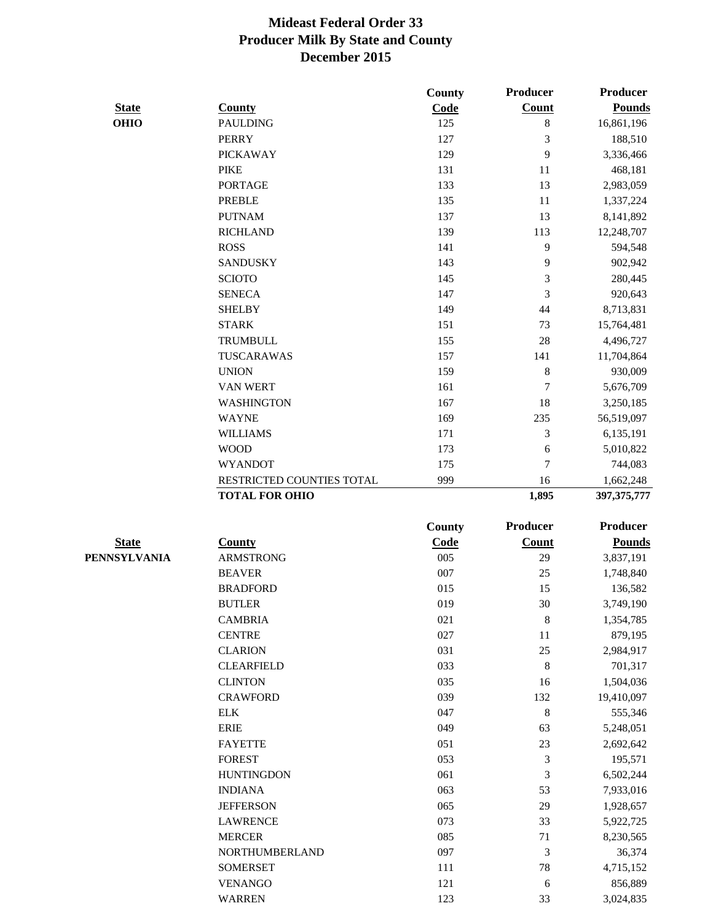# Mideast Federal Order 33
# Producer Milk By State and County
# December 2015

| State | County | County Code | Producer Count | Producer Pounds |
|---|---|---|---|---|
| **OHIO** | PAULDING | 125 | 8 | 16,861,196 |
| | PERRY | 127 | 3 | 188,510 |
| | PICKAWAY | 129 | 9 | 3,336,466 |
| | PIKE | 131 | 11 | 468,181 |
| | PORTAGE | 133 | 13 | 2,983,059 |
| | PREBLE | 135 | 11 | 1,337,224 |
| | PUTNAM | 137 | 13 | 8,141,892 |
| | RICHLAND | 139 | 113 | 12,248,707 |
| | ROSS | 141 | 9 | 594,548 |
| | SANDUSKY | 143 | 9 | 902,942 |
| | SCIOTO | 145 | 3 | 280,445 |
| | SENECA | 147 | 3 | 920,643 |
| | SHELBY | 149 | 44 | 8,713,831 |
| | STARK | 151 | 73 | 15,764,481 |
| | TRUMBULL | 155 | 28 | 4,496,727 |
| | TUSCARAWAS | 157 | 141 | 11,704,864 |
| | UNION | 159 | 8 | 930,009 |
| | VAN WERT | 161 | 7 | 5,676,709 |
| | WASHINGTON | 167 | 18 | 3,250,185 |
| | WAYNE | 169 | 235 | 56,519,097 |
| | WILLIAMS | 171 | 3 | 6,135,191 |
| | WOOD | 173 | 6 | 5,010,822 |
| | WYANDOT | 175 | 7 | 744,083 |
| | RESTRICTED COUNTIES TOTAL | 999 | 16 | 1,662,248 |
| | **TOTAL FOR OHIO** | | **1,895** | **397,375,777** |

| State | County | County Code | Producer Count | Producer Pounds |
|---|---|---|---|---|
| **PENNSYLVANIA** | ARMSTRONG | 005 | 29 | 3,837,191 |
| | BEAVER | 007 | 25 | 1,748,840 |
| | BRADFORD | 015 | 15 | 136,582 |
| | BUTLER | 019 | 30 | 3,749,190 |
| | CAMBRIA | 021 | 8 | 1,354,785 |
| | CENTRE | 027 | 11 | 879,195 |
| | CLARION | 031 | 25 | 2,984,917 |
| | CLEARFIELD | 033 | 8 | 701,317 |
| | CLINTON | 035 | 16 | 1,504,036 |
| | CRAWFORD | 039 | 132 | 19,410,097 |
| | ELK | 047 | 8 | 555,346 |
| | ERIE | 049 | 63 | 5,248,051 |
| | FAYETTE | 051 | 23 | 2,692,642 |
| | FOREST | 053 | 3 | 195,571 |
| | HUNTINGDON | 061 | 3 | 6,502,244 |
| | INDIANA | 063 | 53 | 7,933,016 |
| | JEFFERSON | 065 | 29 | 1,928,657 |
| | LAWRENCE | 073 | 33 | 5,922,725 |
| | MERCER | 085 | 71 | 8,230,565 |
| | NORTHUMBERLAND | 097 | 3 | 36,374 |
| | SOMERSET | 111 | 78 | 4,715,152 |
| | VENANGO | 121 | 6 | 856,889 |
| | WARREN | 123 | 33 | 3,024,835 |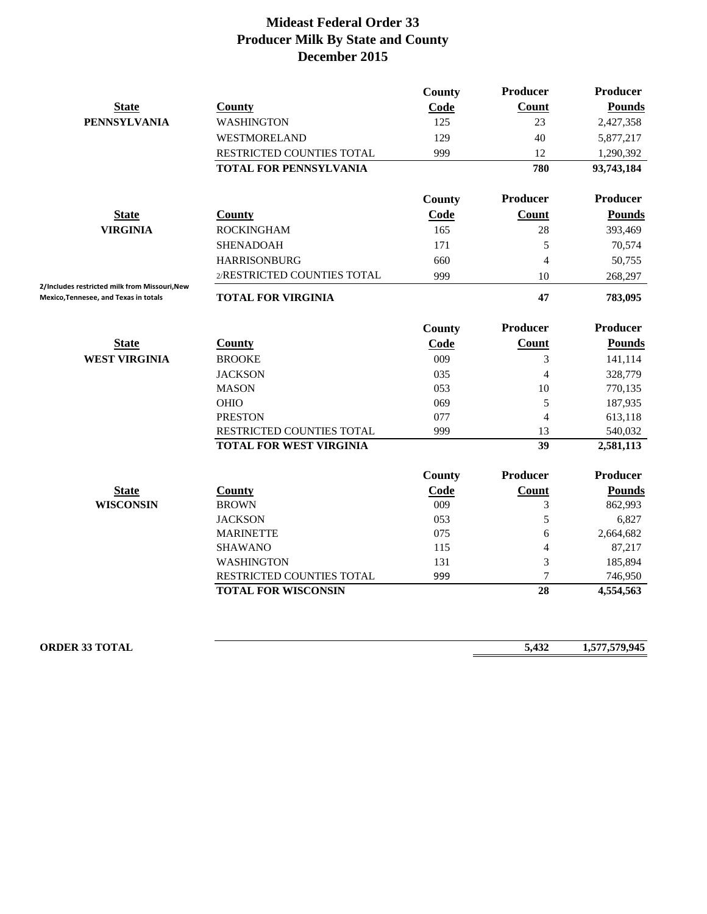# Mideast Federal Order 33
## Producer Milk By State and County
## December 2015

| State | County | County Code | Producer Count | Producer Pounds |
|---|---|---|---|---|
| PENNSYLVANIA | WASHINGTON | 125 | 23 | 2,427,358 |
| | WESTMORELAND | 129 | 40 | 5,877,217 |
| | RESTRICTED COUNTIES TOTAL | 999 | 12 | 1,290,392 |
| | **TOTAL FOR PENNSYLVANIA** | | **780** | **93,743,184** |

| State | County | County Code | Producer Count | Producer Pounds |
|---|---|---|---|---|
| VIRGINIA | ROCKINGHAM | 165 | 28 | 393,469 |
| | SHENADOAH | 171 | 5 | 70,574 |
| | HARRISONBURG | 660 | 4 | 50,755 |
| | 2/RESTRICTED COUNTIES TOTAL | 999 | 10 | 268,297 |
| | **TOTAL FOR VIRGINIA** | | **47** | **783,095** |

2/Includes restricted milk from Missouri,New Mexico,Tennesee, and Texas in totals

| State | County | County Code | Producer Count | Producer Pounds |
|---|---|---|---|---|
| WEST VIRGINIA | BROOKE | 009 | 3 | 141,114 |
| | JACKSON | 035 | 4 | 328,779 |
| | MASON | 053 | 10 | 770,135 |
| | OHIO | 069 | 5 | 187,935 |
| | PRESTON | 077 | 4 | 613,118 |
| | RESTRICTED COUNTIES TOTAL | 999 | 13 | 540,032 |
| | **TOTAL FOR WEST VIRGINIA** | | **39** | **2,581,113** |

| State | County | County Code | Producer Count | Producer Pounds |
|---|---|---|---|---|
| WISCONSIN | BROWN | 009 | 3 | 862,993 |
| | JACKSON | 053 | 5 | 6,827 |
| | MARINETTE | 075 | 6 | 2,664,682 |
| | SHAWANO | 115 | 4 | 87,217 |
| | WASHINGTON | 131 | 3 | 185,894 |
| | RESTRICTED COUNTIES TOTAL | 999 | 7 | 746,950 |
| | **TOTAL FOR WISCONSIN** | | **28** | **4,554,563** |

| | | | | |
|---|---|---|---|---|
| **ORDER 33 TOTAL** | | | **5,432** | **1,577,579,945** |